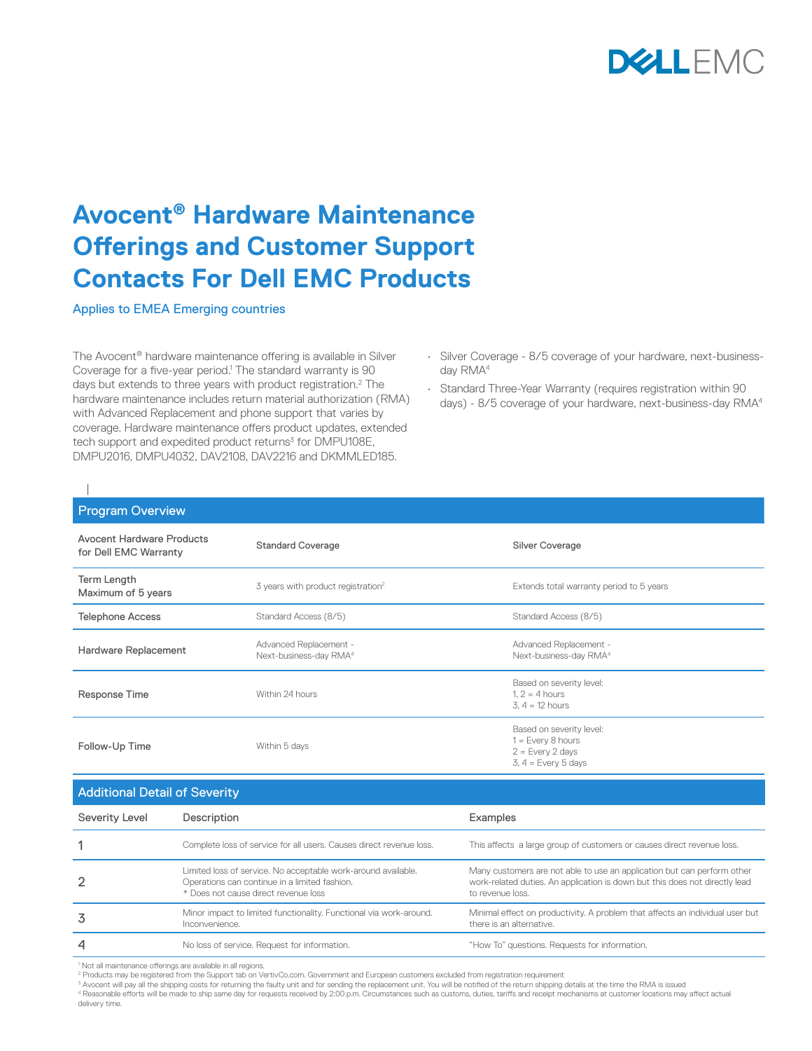# Avocent® Hardware Maintenance Offerings and Customer Support Contacts For Dell EMC Products

Applies to EMEA Emerging countries

The Avocent® hardware maintenance offering is available in Silver Coverage for a five-year period.[1] The standard warranty is 90 days but extends to three years with product registration.[2] The hardware maintenance includes return material authorization (RMA) with Advanced Replacement and phone support that varies by coverage. Hardware maintenance offers product updates, extended tech support and expedited product returns[3] for DMPU108E, DMPU2016, DMPU4032, DAV2108, DAV2216 and DKMMLED185.

- Silver Coverage - 8/5 coverage of your hardware, next-business-day RMA[4]
- Standard Three-Year Warranty (requires registration within 90 days) - 8/5 coverage of your hardware, next-business-day RMA[4]

## Program Overview

| Avocent Hardware Products for Dell EMC Warranty | Standard Coverage | Silver Coverage |
|---|---|---|
| Term Length Maximum of 5 years | 3 years with product registration[2] | Extends total warranty period to 5 years |
| Telephone Access | Standard Access (8/5) | Standard Access (8/5) |
| Hardware Replacement | Advanced Replacement - Next-business-day RMA[4] | Advanced Replacement - Next-business-day RMA[4] |
| Response Time | Within 24 hours | Based on severity level: 1, 2 = 4 hours 3, 4 = 12 hours |
| Follow-Up Time | Within 5 days | Based on severity level: 1 = Every 8 hours 2 = Every 2 days 3, 4 = Every 5 days |

## Additional Detail of Severity

| Severity Level | Description | Examples |
|---|---|---|
| 1 | Complete loss of service for all users. Causes direct revenue loss. | This affects a large group of customers or causes direct revenue loss. |
| 2 | Limited loss of service. No acceptable work-around available. Operations can continue in a limited fashion. * Does not cause direct revenue loss | Many customers are not able to use an application but can perform other work-related duties. An application is down but this does not directly lead to revenue loss. |
| 3 | Minor impact to limited functionality. Functional via work-around. Inconvenience. | Minimal effect on productivity. A problem that affects an individual user but there is an alternative. |
| 4 | No loss of service. Request for information. | "How To" questions. Requests for information. |

[1] Not all maintenance offerings are available in all regions.
[2] Products may be registered from the Support tab on VertivCo.com. Government and European customers excluded from registration requirement
[3] Avocent will pay all the shipping costs for returning the faulty unit and for sending the replacement unit. You will be notified of the return shipping details at the time the RMA is issued
[4] Reasonable efforts will be made to ship same day for requests received by 2:00 p.m. Circumstances such as customs, duties, tariffs and receipt mechanisms at customer locations may affect actual delivery time.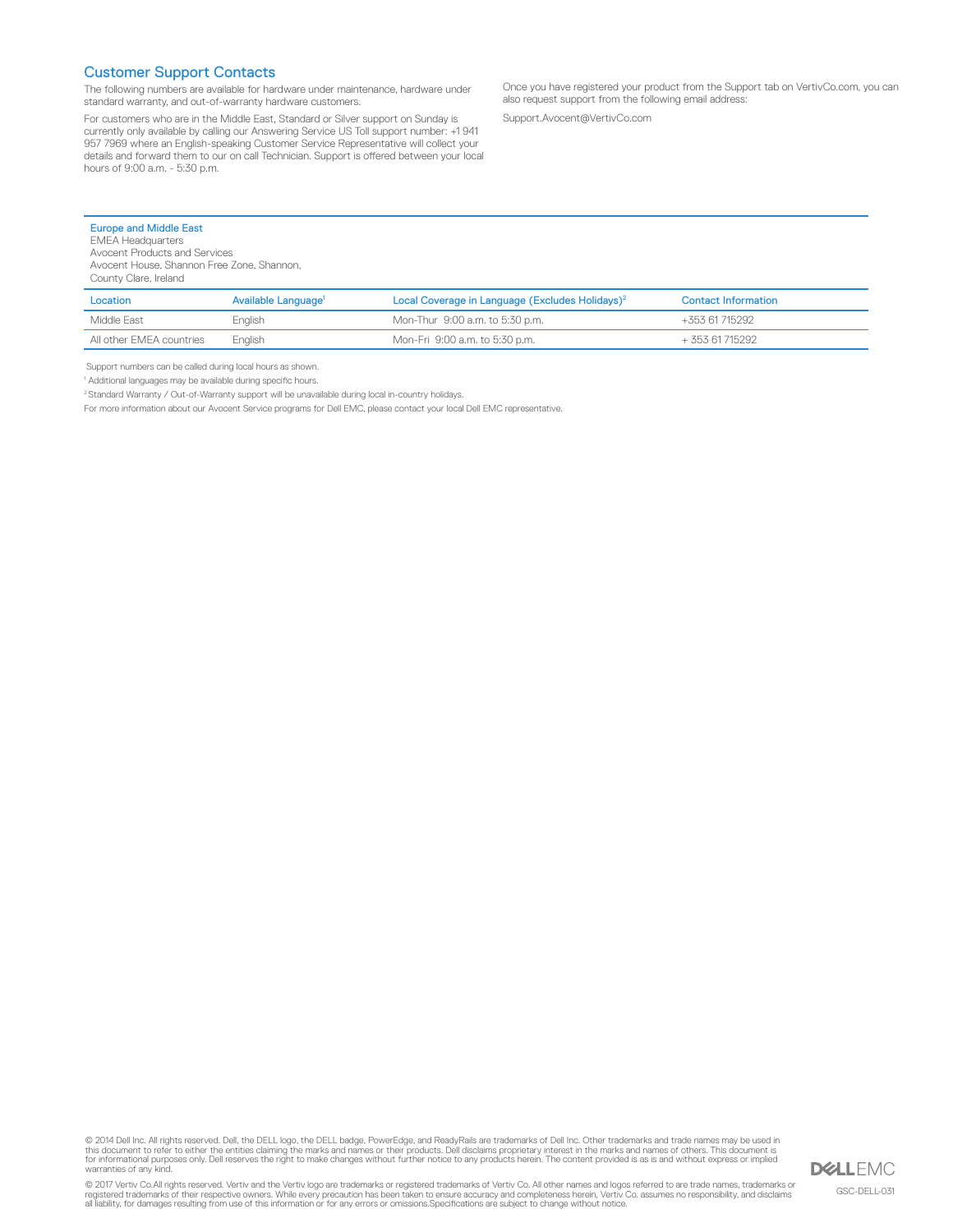## Customer Support Contacts

The following numbers are available for hardware under maintenance, hardware under standard warranty, and out-of-warranty hardware customers.

For customers who are in the Middle East, Standard or Silver support on Sunday is currently only available by calling our Answering Service US Toll support number: +1 941 957 7969 where an English-speaking Customer Service Representative will collect your details and forward them to our on call Technician. Support is offered between your local hours of 9:00 a.m. - 5:30 p.m.

Once you have registered your product from the Support tab on VertivCo.com, you can also request support from the following email address:

Support.Avocent@VertivCo.com

**Europe and Middle East**
EMEA Headquarters
Avocent Products and Services
Avocent House, Shannon Free Zone, Shannon,
County Clare, Ireland

| Location | Available Language[1] | Local Coverage in Language (Excludes Holidays)[2] | Contact Information |
|---|---|---|---|
| Middle East | English | Mon-Thur 9:00 a.m. to 5:30 p.m. | +353 61 715292 |
| All other EMEA countries | English | Mon-Fri 9:00 a.m. to 5:30 p.m. | + 353 61 715292 |

Support numbers can be called during local hours as shown.

[1] Additional languages may be available during specific hours.

[2] Standard Warranty / Out-of-Warranty support will be unavailable during local in-country holidays.

For more information about our Avocent Service programs for Dell EMC, please contact your local Dell EMC representative.

© 2014 Dell Inc. All rights reserved. Dell, the DELL logo, the DELL badge, PowerEdge, and ReadyRails are trademarks of Dell Inc. Other trademarks and trade names may be used in this document to refer to either the entities claiming the marks and names or their products. Dell disclaims proprietary interest in the marks and names of others. This document is for informational purposes only. Dell reserves the right to make changes without further notice to any products herein. The content provided is as is and without express or implied warranties of any kind.

© 2017 Vertiv Co.All rights reserved. Vertiv and the Vertiv logo are trademarks or registered trademarks of Vertiv Co. All other names and logos referred to are trade names, trademarks or registered trademarks of their respective owners. While every precaution has been taken to ensure accuracy and completeness herein, Vertiv Co. assumes no responsibility, and disclaims all liability, for damages resulting from use of this information or for any errors or omissions.Specifications are subject to change without notice.

DELL EMC

GSC-DELL-031